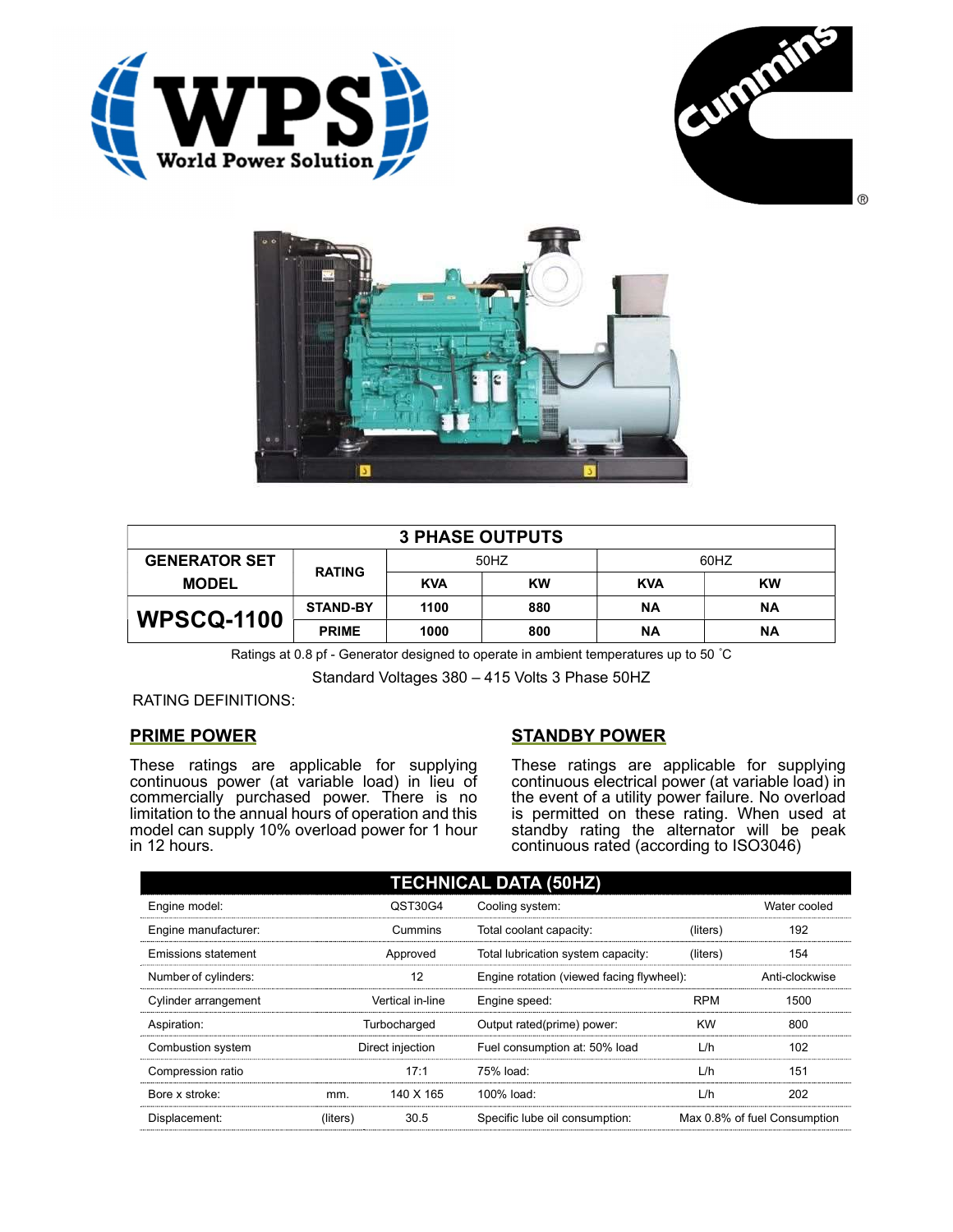| 3 PHASE OUTPUTS | | | | | |
|---|---|---|---|---|---|
| GENERATOR SET MODEL | RATING | 50HZ | | 60HZ | |
| | | KVA | KW | KVA | KW |
| WPSCQ-1100 | STAND-BY | 1100 | 880 | NA | NA |
| | PRIME | 1000 | 800 | NA | NA |

Ratings at 0.8 pf - Generator designed to operate in ambient temperatures up to 50 ˚C

Standard Voltages 380 – 415 Volts 3 Phase 50HZ

RATING DEFINITIONS:

## PRIME POWER

These ratings are applicable for supplying continuous power (at variable load) in lieu of commercially purchased power. There is no limitation to the annual hours of operation and this model can supply 10% overload power for 1 hour in 12 hours.

## STANDBY POWER

These ratings are applicable for supplying continuous electrical power (at variable load) in the event of a utility power failure. No overload is permitted on these rating. When used at standby rating the alternator will be peak continuous rated (according to ISO3046)

| TECHNICAL DATA (50HZ) | | | | | |
|---|---|---|---|---|---|
| Engine model: | | QST30G4 | Cooling system: | | Water cooled |
| Engine manufacturer: | | Cummins | Total coolant capacity: | (liters) | 192 |
| Emissions statement | | Approved | Total lubrication system capacity: | (liters) | 154 |
| Number of cylinders: | | 12 | Engine rotation (viewed facing flywheel): | | Anti-clockwise |
| Cylinder arrangement | | Vertical in-line | Engine speed: | RPM | 1500 |
| Aspiration: | | Turbocharged | Output rated(prime) power: | KW | 800 |
| Combustion system | | Direct injection | Fuel consumption at: 50% load | L/h | 102 |
| Compression ratio | | 17:1 | 75% load: | L/h | 151 |
| Bore x stroke: | mm. | 140 X 165 | 100% load: | L/h | 202 |
| Displacement: | (liters) | 30.5 | Specific lube oil consumption: | | Max 0.8% of fuel Consumption |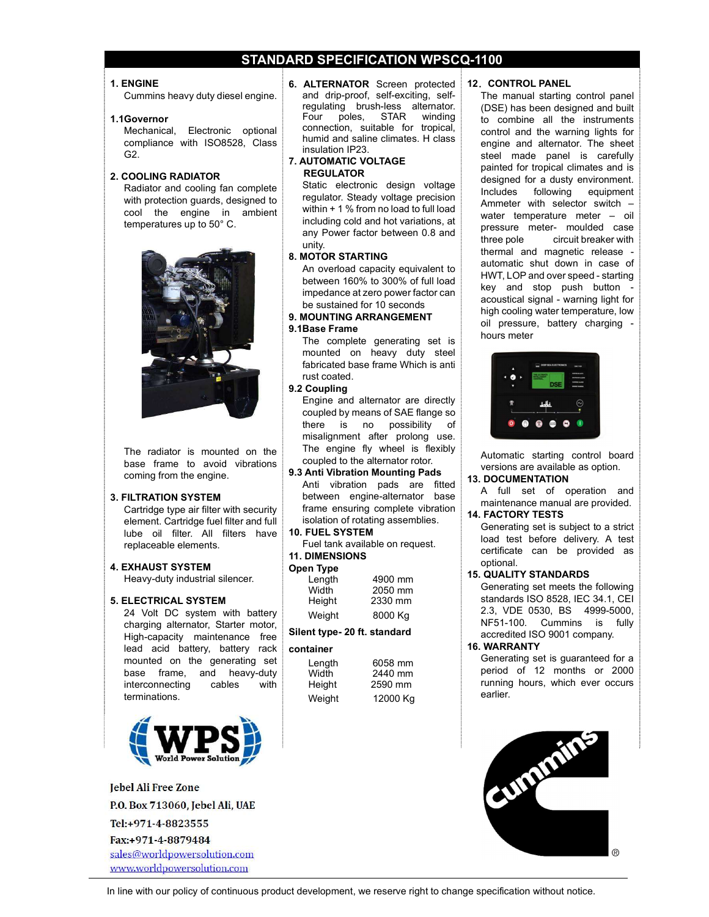# STANDARD SPECIFICATION WPSCQ-1100

**1. ENGINE**

Cummins heavy duty diesel engine.

**1.1Governor**

Mechanical, Electronic optional compliance with ISO8528, Class G2.

**2. COOLING RADIATOR**

Radiator and cooling fan complete with protection guards, designed to cool the engine in ambient temperatures up to 50° C.

The radiator is mounted on the base frame to avoid vibrations coming from the engine.

**3. FILTRATION SYSTEM**

Cartridge type air filter with security element. Cartridge fuel filter and full lube oil filter. All filters have replaceable elements.

**4. EXHAUST SYSTEM**

Heavy-duty industrial silencer.

**5. ELECTRICAL SYSTEM**

24 Volt DC system with battery charging alternator, Starter motor, High-capacity maintenance free lead acid battery, battery rack mounted on the generating set base frame, and heavy-duty interconnecting cables with terminations.

**6. ALTERNATOR** Screen protected and drip-proof, self-exciting, self-regulating brush-less alternator. Four poles, STAR winding connection, suitable for tropical, humid and saline climates. H class insulation IP23.

**7. AUTOMATIC VOLTAGE REGULATOR**

Static electronic design voltage regulator. Steady voltage precision within + 1 % from no load to full load including cold and hot variations, at any Power factor between 0.8 and unity.

**8. MOTOR STARTING**

An overload capacity equivalent to between 160% to 300% of full load impedance at zero power factor can be sustained for 10 seconds

**9. MOUNTING ARRANGEMENT**

**9.1Base Frame**

The complete generating set is mounted on heavy duty steel fabricated base frame Which is anti rust coated.

**9.2 Coupling**

Engine and alternator are directly coupled by means of SAE flange so there is no possibility of misalignment after prolong use. The engine fly wheel is flexibly coupled to the alternator rotor.

**9.3 Anti Vibration Mounting Pads**

Anti vibration pads are fitted between engine-alternator base frame ensuring complete vibration isolation of rotating assemblies.

**10. FUEL SYSTEM**

Fuel tank available on request.

**11. DIMENSIONS**

**Open Type**

| | |
|---|---|
| Length | 4900 mm |
| Width | 2050 mm |
| Height | 2330 mm |
| Weight | 8000 Kg |

**Silent type- 20 ft. standard container**

| | |
|---|---|
| Length | 6058 mm |
| Width | 2440 mm |
| Height | 2590 mm |
| Weight | 12000 Kg |

**12. CONTROL PANEL**

The manual starting control panel (DSE) has been designed and built to combine all the instruments control and the warning lights for engine and alternator. The sheet steel made panel is carefully painted for tropical climates and is designed for a dusty environment. Includes following equipment Ammeter with selector switch – water temperature meter – oil pressure meter- moulded case three pole circuit breaker with thermal and magnetic release - automatic shut down in case of HWT, LOP and over speed - starting key and stop push button - acoustical signal - warning light for high cooling water temperature, low oil pressure, battery charging - hours meter

Automatic starting control board versions are available as option.

**13. DOCUMENTATION**

A full set of operation and maintenance manual are provided.

**14. FACTORY TESTS**

Generating set is subject to a strict load test before delivery. A test certificate can be provided as optional.

**15. QUALITY STANDARDS**

Generating set meets the following standards ISO 8528, IEC 34.1, CEI 2.3, VDE 0530, BS 4999-5000, NF51-100. Cummins is fully accredited ISO 9001 company.

**16. WARRANTY**

Generating set is guaranteed for a period of 12 months or 2000 running hours, which ever occurs earlier.

WPS World Power Solution

Jebel Ali Free Zone
P.O. Box 713060, Jebel Ali, UAE
Tel:+971-4-8823555
Fax:+971-4-8879484
sales@worldpowersolution.com
www.worldpowersolution.com

Cummins®

In line with our policy of continuous product development, we reserve right to change specification without notice.